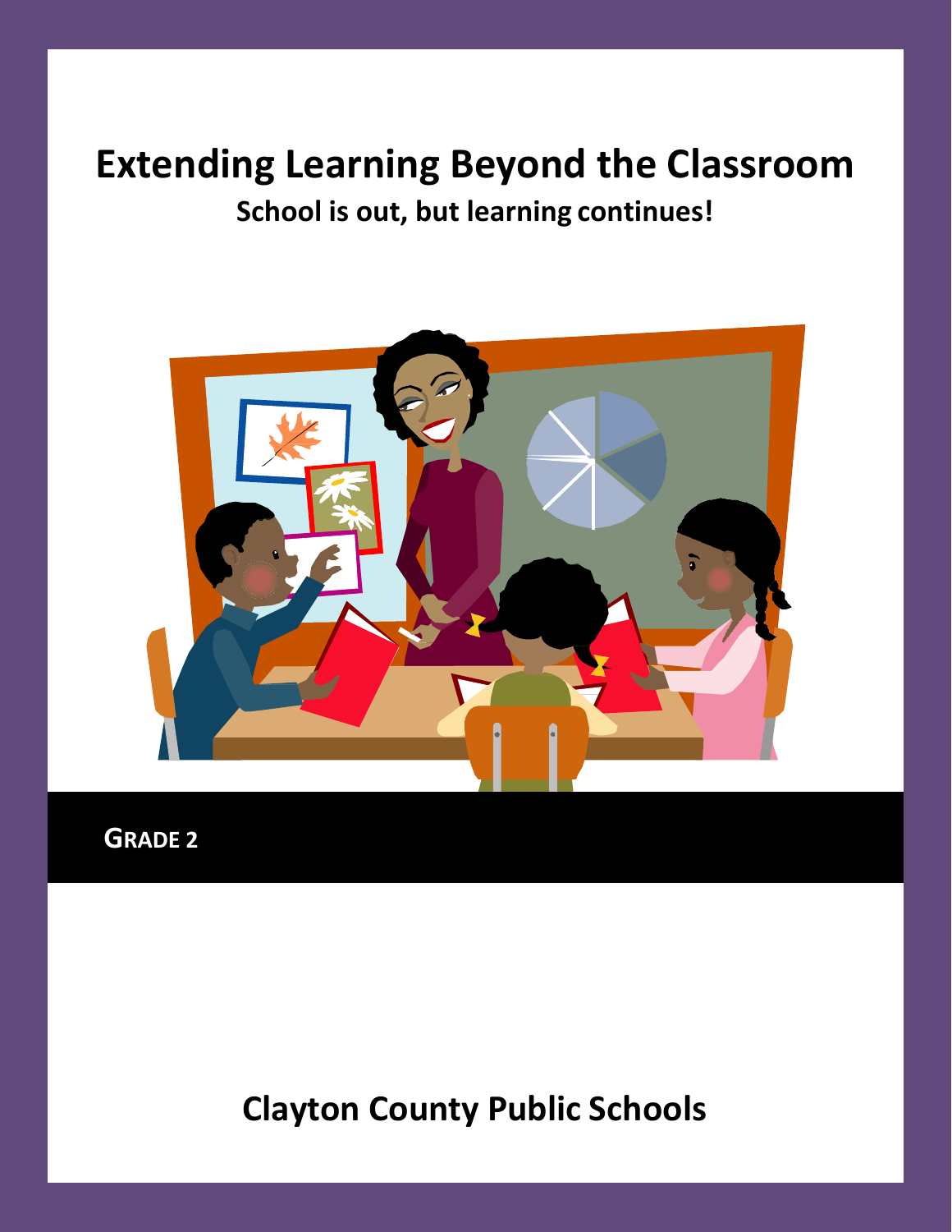# Extending Learning Beyond the Classroom

**School is out, but learning continues!**

**GRADE 2**

## Clayton County Public Schools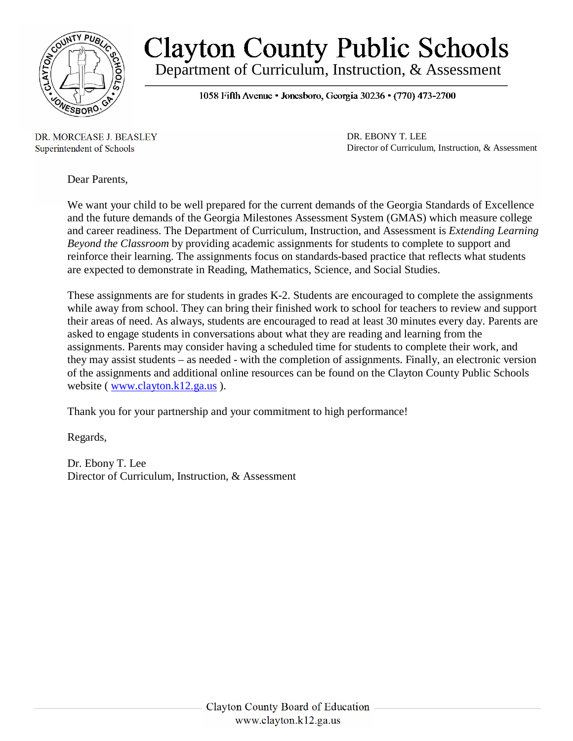# Clayton County Public Schools

## Department of Curriculum, Instruction, & Assessment

1058 Fifth Avenue • Jonesboro, Georgia 30236 • (770) 473-2700

DR. MORCEASE J. BEASLEY
Superintendent of Schools

DR. EBONY T. LEE
Director of Curriculum, Instruction, & Assessment

Dear Parents,

We want your child to be well prepared for the current demands of the Georgia Standards of Excellence and the future demands of the Georgia Milestones Assessment System (GMAS) which measure college and career readiness. The Department of Curriculum, Instruction, and Assessment is *Extending Learning Beyond the Classroom* by providing academic assignments for students to complete to support and reinforce their learning. The assignments focus on standards-based practice that reflects what students are expected to demonstrate in Reading, Mathematics, Science, and Social Studies.

These assignments are for students in grades K-2. Students are encouraged to complete the assignments while away from school. They can bring their finished work to school for teachers to review and support their areas of need. As always, students are encouraged to read at least 30 minutes every day. Parents are asked to engage students in conversations about what they are reading and learning from the assignments. Parents may consider having a scheduled time for students to complete their work, and they may assist students – as needed - with the completion of assignments. Finally, an electronic version of the assignments and additional online resources can be found on the Clayton County Public Schools website ( [www.clayton.k12.ga.us](http://www.clayton.k12.ga.us) ).

Thank you for your partnership and your commitment to high performance!

Regards,

Dr. Ebony T. Lee
Director of Curriculum, Instruction, & Assessment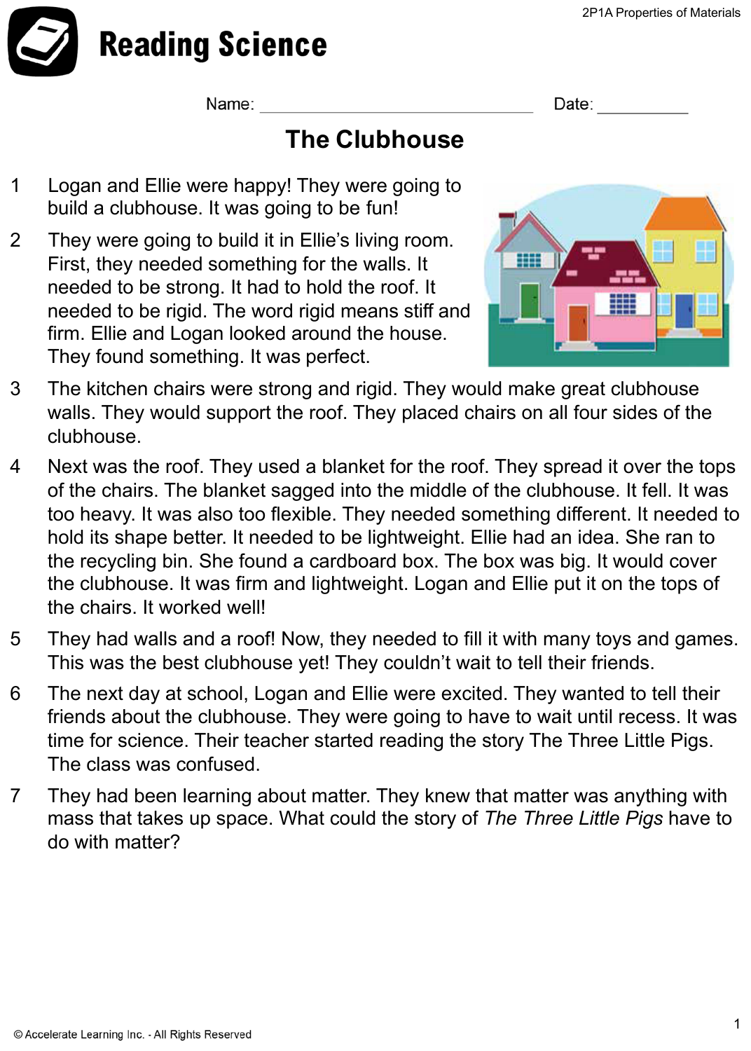# Reading Science

Name: ______________________________ Date: __________

## The Clubhouse

1 Logan and Ellie were happy! They were going to build a clubhouse. It was going to be fun!

2 They were going to build it in Ellie's living room. First, they needed something for the walls. It needed to be strong. It had to hold the roof. It needed to be rigid. The word rigid means stiff and firm. Ellie and Logan looked around the house. They found something. It was perfect.

3 The kitchen chairs were strong and rigid. They would make great clubhouse walls. They would support the roof. They placed chairs on all four sides of the clubhouse.

4 Next was the roof. They used a blanket for the roof. They spread it over the tops of the chairs. The blanket sagged into the middle of the clubhouse. It fell. It was too heavy. It was also too flexible. They needed something different. It needed to hold its shape better. It needed to be lightweight. Ellie had an idea. She ran to the recycling bin. She found a cardboard box. The box was big. It would cover the clubhouse. It was firm and lightweight. Logan and Ellie put it on the tops of the chairs. It worked well!

5 They had walls and a roof! Now, they needed to fill it with many toys and games. This was the best clubhouse yet! They couldn't wait to tell their friends.

6 The next day at school, Logan and Ellie were excited. They wanted to tell their friends about the clubhouse. They were going to have to wait until recess. It was time for science. Their teacher started reading the story The Three Little Pigs. The class was confused.

7 They had been learning about matter. They knew that matter was anything with mass that takes up space. What could the story of *The Three Little Pigs* have to do with matter?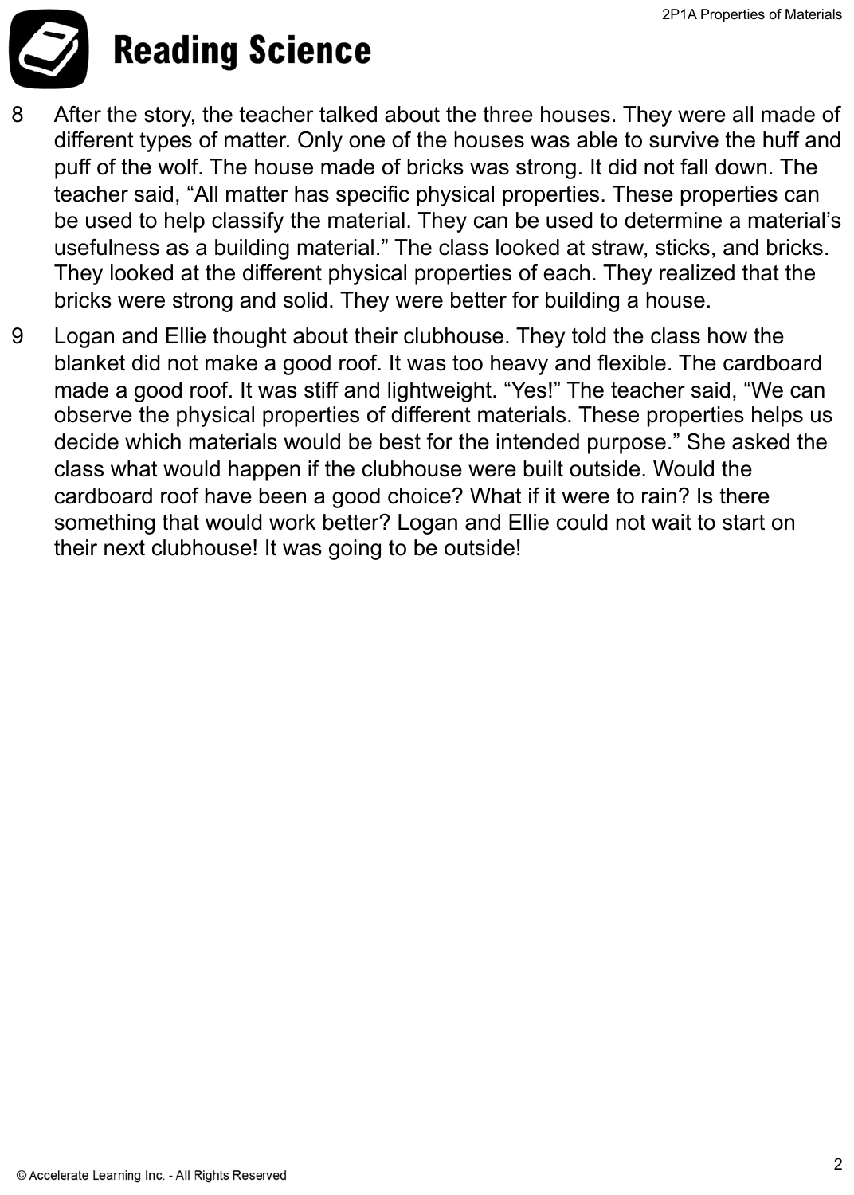# Reading Science

8 After the story, the teacher talked about the three houses. They were all made of different types of matter. Only one of the houses was able to survive the huff and puff of the wolf. The house made of bricks was strong. It did not fall down. The teacher said, "All matter has specific physical properties. These properties can be used to help classify the material. They can be used to determine a material's usefulness as a building material." The class looked at straw, sticks, and bricks. They looked at the different physical properties of each. They realized that the bricks were strong and solid. They were better for building a house.

9 Logan and Ellie thought about their clubhouse. They told the class how the blanket did not make a good roof. It was too heavy and flexible. The cardboard made a good roof. It was stiff and lightweight. "Yes!" The teacher said, "We can observe the physical properties of different materials. These properties helps us decide which materials would be best for the intended purpose." She asked the class what would happen if the clubhouse were built outside. Would the cardboard roof have been a good choice? What if it were to rain? Is there something that would work better? Logan and Ellie could not wait to start on their next clubhouse! It was going to be outside!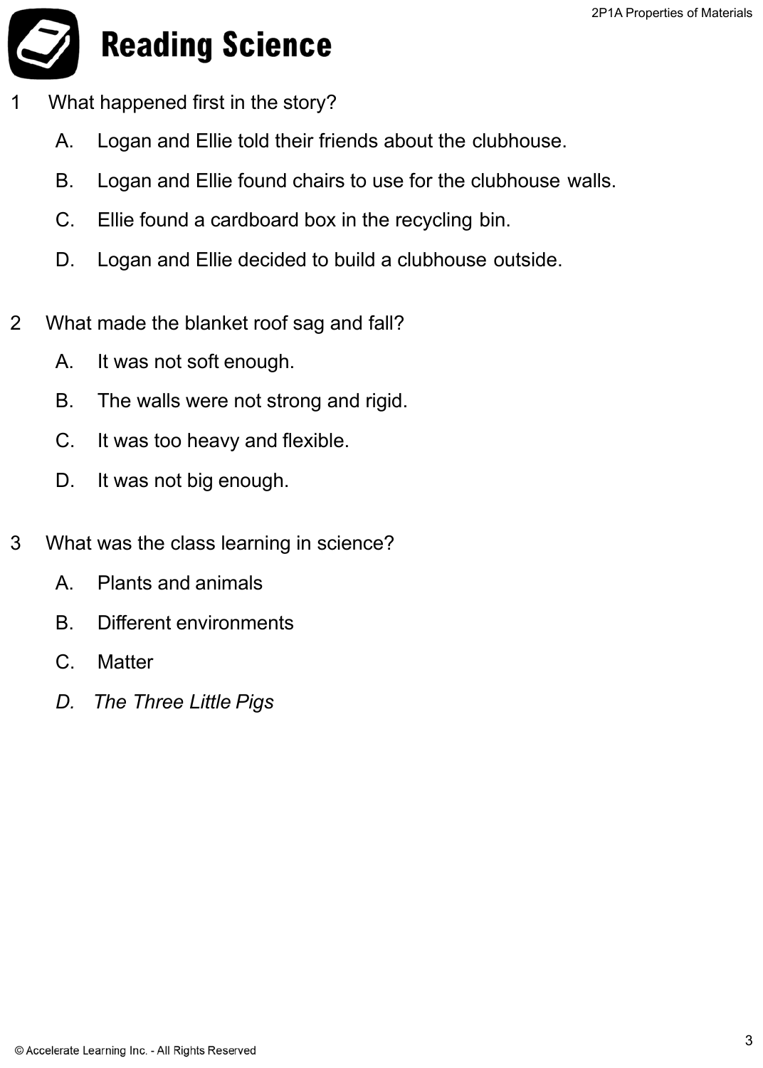# Reading Science

1 What happened first in the story?

   A. Logan and Ellie told their friends about the clubhouse.

   B. Logan and Ellie found chairs to use for the clubhouse walls.

   C. Ellie found a cardboard box in the recycling bin.

   D. Logan and Ellie decided to build a clubhouse outside.

2 What made the blanket roof sag and fall?

   A. It was not soft enough.

   B. The walls were not strong and rigid.

   C. It was too heavy and flexible.

   D. It was not big enough.

3 What was the class learning in science?

   A. Plants and animals

   B. Different environments

   C. Matter

   *D. The Three Little Pigs*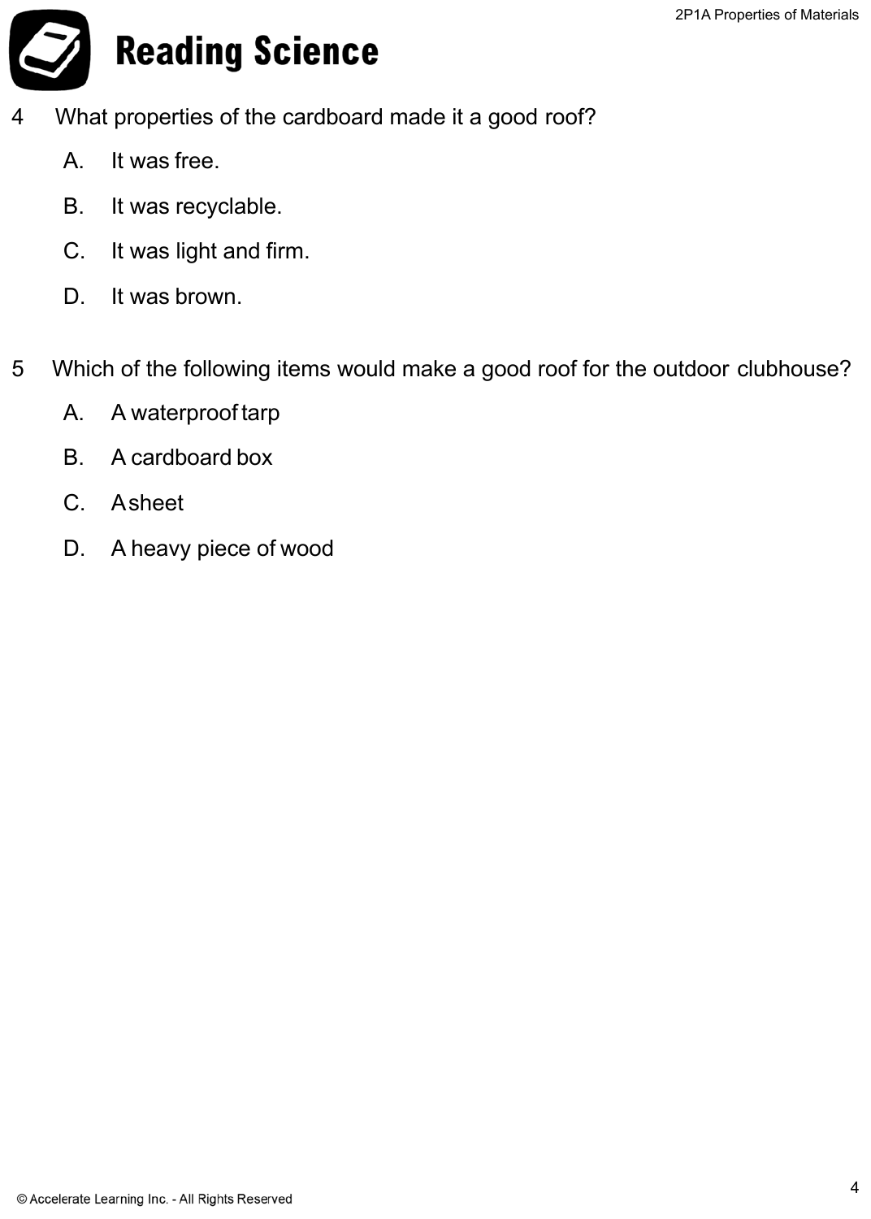# Reading Science

4 What properties of the cardboard made it a good roof?

A. It was free.

B. It was recyclable.

C. It was light and firm.

D. It was brown.

5 Which of the following items would make a good roof for the outdoor clubhouse?

A. A waterproof tarp

B. A cardboard box

C. A sheet

D. A heavy piece of wood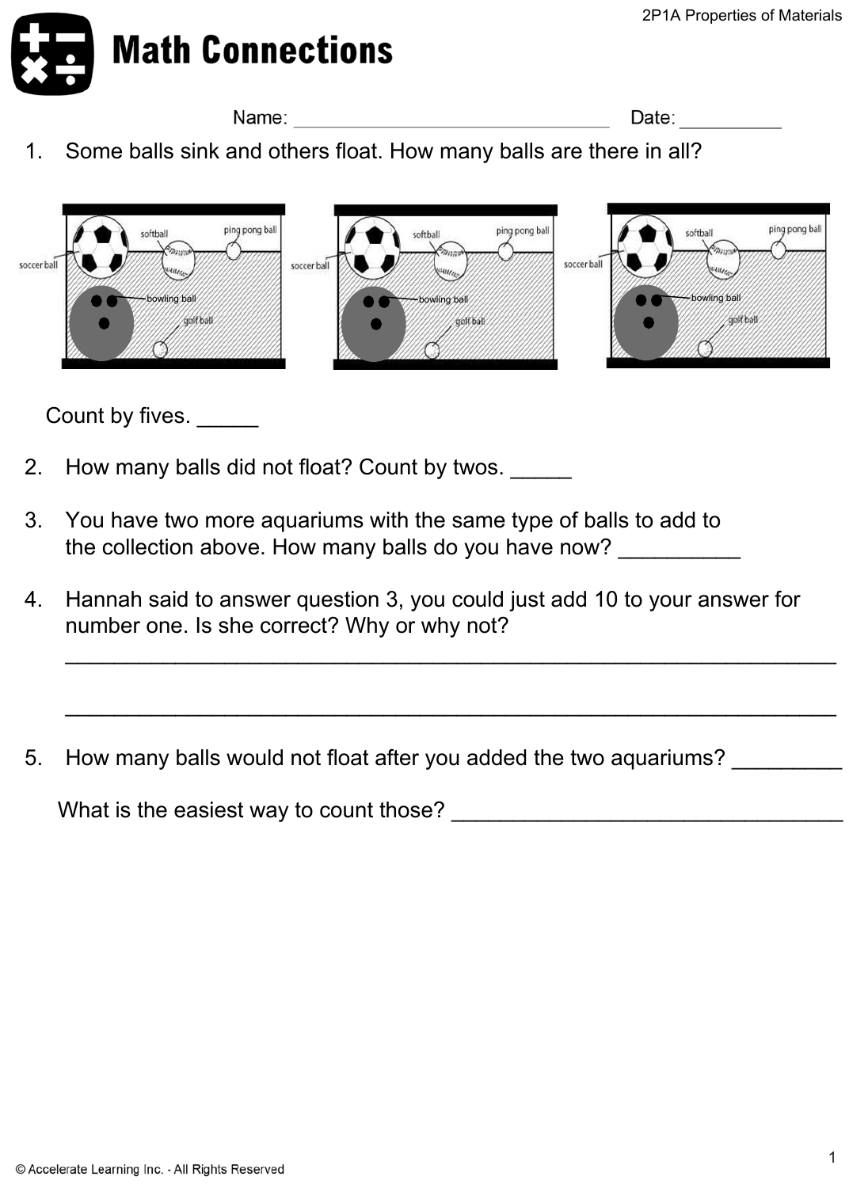# Math Connections

Name: ______________________________ Date: __________

1. Some balls sink and others float. How many balls are there in all?

Count by fives. _____

2. How many balls did not float? Count by twos. _____

3. You have two more aquariums with the same type of balls to add to the collection above. How many balls do you have now? __________

4. Hannah said to answer question 3, you could just add 10 to your answer for number one. Is she correct? Why or why not?

______________________________________________________________

______________________________________________________________

5. How many balls would not float after you added the two aquariums? _________

What is the easiest way to count those? ________________________________

© Accelerate Learning Inc. - All Rights Reserved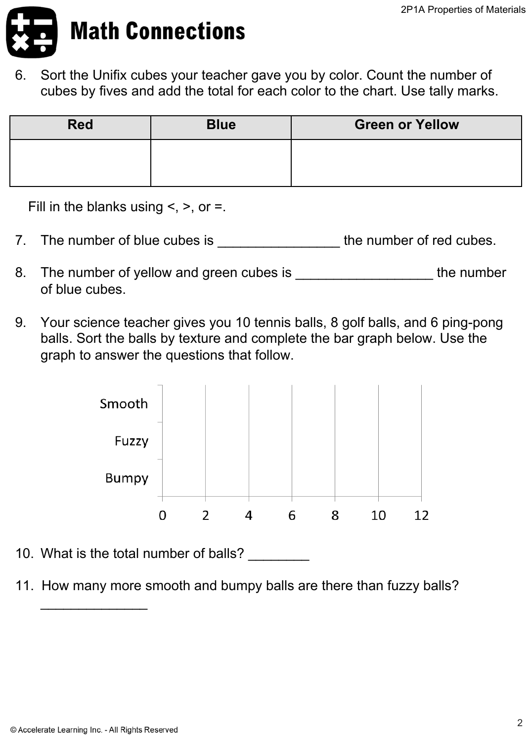# Math Connections

6. Sort the Unifix cubes your teacher gave you by color. Count the number of cubes by fives and add the total for each color to the chart. Use tally marks.

| Red | Blue | Green or Yellow |
|---|---|---|
| | | |

Fill in the blanks using <, >, or =.

7. The number of blue cubes is ________________ the number of red cubes.

8. The number of yellow and green cubes is __________________ the number of blue cubes.

9. Your science teacher gives you 10 tennis balls, 8 golf balls, and 6 ping-pong balls. Sort the balls by texture and complete the bar graph below. Use the graph to answer the questions that follow.

Smooth

Fuzzy

Bumpy

0 2 4 6 8 10 12

10. What is the total number of balls? ________

11. How many more smooth and bumpy balls are there than fuzzy balls? ______________

© Accelerate Learning Inc. - All Rights Reserved